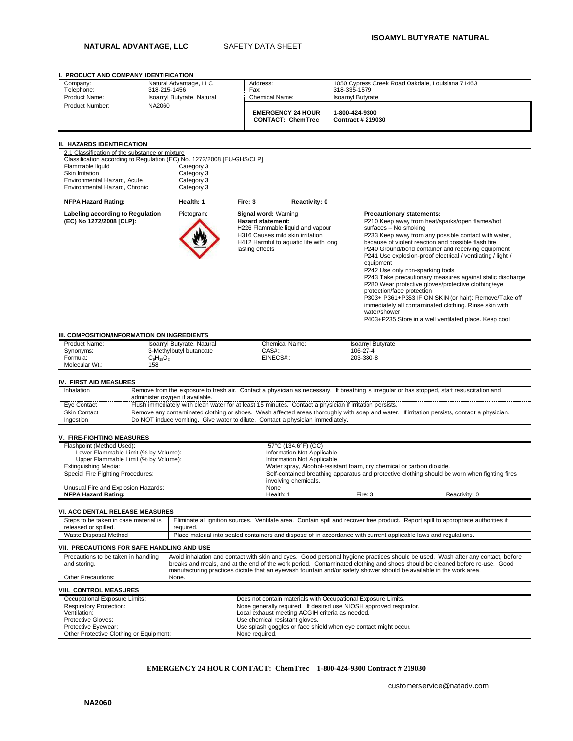**ISOAMYL BUTYRATE, NATURAL**

**NATURAL ADVANTAGE, LLC** SAFETY DATA SHEET

## I. PRODUCT AND COMPANY IDENTIFICATION

| | | | |
|---|---|---|---|
| Company: | Natural Advantage, LLC | Address: | 1050 Cypress Creek Road Oakdale, Louisiana 71463 |
| Telephone: | 318-215-1456 | Fax: | 318-335-1579 |
| Product Name: | Isoamyl Butyrate, Natural | Chemical Name: | Isoamyl Butyrate |
| Product Number: | NA2060 | **EMERGENCY 24 HOUR CONTACT: ChemTrec** | **1-800-424-9300 Contract # 219030** |

## II. HAZARDS IDENTIFICATION

2.1 Classification of the substance or mixture

Classification according to Regulation (EC) No. 1272/2008 [EU-GHS/CLP]

| | |
|---|---|
| Flammable liquid | Category 3 |
| Skin Irritation | Category 3 |
| Environmental Hazard, Acute | Category 3 |
| Environmental Hazard, Chronic | Category 3 |

**NFPA Hazard Rating:** **Health: 1** **Fire: 3** **Reactivity: 0**

**Labeling according to Regulation (EC) No 1272/2008 [CLP]:** Pictogram:

**Signal word:** Warning

**Hazard statement:**
H226 Flammable liquid and vapour
H316 Causes mild skin irritation
H412 Harmful to aquatic life with long lasting effects

**Precautionary statements:**
P210 Keep away from heat/sparks/open flames/hot surfaces – No smoking
P233 Keep away from any possible contact with water, because of violent reaction and possible flash fire
P240 Ground/bond container and receiving equipment
P241 Use explosion-proof electrical / ventilating / light / equipment
P242 Use only non-sparking tools
P243 Take precautionary measures against static discharge
P280 Wear protective gloves/protective clothing/eye protection/face protection
P303+ P361+P353 IF ON SKIN (or hair): Remove/Take off immediately all contaminated clothing. Rinse skin with water/shower
P403+P235 Store in a well ventilated place. Keep cool

## III. COMPOSITION/INFORMATION ON INGREDIENTS

| | | | |
|---|---|---|---|
| Product Name: | Isoamyl Butyrate, Natural | Chemical Name: | Isoamyl Butyrate |
| Synonyms: | 3-Methylbutyl butanoate | CAS#:: | 106-27-4 |
| Formula: | $C_9H_{18}O_2$ | EINECS#:: | 203-380-8 |
| Molecular Wt.: | 158 | | |

## IV. FIRST AID MEASURES

| | |
|---|---|
| Inhalation | Remove from the exposure to fresh air. Contact a physician as necessary. If breathing is irregular or has stopped, start resuscitation and administer oxygen if available. |
| Eye Contact | Flush immediately with clean water for at least 15 minutes. Contact a physician if irritation persists. |
| Skin Contact | Remove any contaminated clothing or shoes. Wash affected areas thoroughly with soap and water. If irritation persists, contact a physician. |
| Ingestion | Do NOT induce vomiting. Give water to dilute. Contact a physician immediately. |

## V. FIRE-FIGHTING MEASURES

| | | | |
|---|---|---|---|
| Flashpoint (Method Used): | 57°C (134.6°F) (CC) | | |
| Lower Flammable Limit (% by Volume): | Information Not Applicable | | |
| Upper Flammable Limit (% by Volume): | Information Not Applicable | | |
| Extinguishing Media: | Water spray, Alcohol-resistant foam, dry chemical or carbon dioxide. | | |
| Special Fire Fighting Procedures: | Self-contained breathing apparatus and protective clothing should be worn when fighting fires involving chemicals. | | |
| Unusual Fire and Explosion Hazards: | None | | |
| **NFPA Hazard Rating:** | Health: 1 | Fire: 3 | Reactivity: 0 |

## VI. ACCIDENTAL RELEASE MEASURES

| | |
|---|---|
| Steps to be taken in case material is released or spilled. | Eliminate all ignition sources. Ventilate area. Contain spill and recover free product. Report spill to appropriate authorities if required. |
| Waste Disposal Method | Place material into sealed containers and dispose of in accordance with current applicable laws and regulations. |

## VII. PRECAUTIONS FOR SAFE HANDLING AND USE

| | |
|---|---|
| Precautions to be taken in handling and storing. | Avoid inhalation and contact with skin and eyes. Good personal hygiene practices should be used. Wash after any contact, before breaks and meals, and at the end of the work period. Contaminated clothing and shoes should be cleaned before re-use. Good manufacturing practices dictate that an eyewash fountain and/or safety shower should be available in the work area. |
| Other Precautions: | None. |

## VIII. CONTROL MEASURES

| | |
|---|---|
| Occupational Exposure Limits: | Does not contain materials with Occupational Exposure Limits. |
| Respiratory Protection: | None generally required. If desired use NIOSH approved respirator. |
| Ventilation: | Local exhaust meeting ACGIH criteria as needed. |
| Protective Gloves: | Use chemical resistant gloves. |
| Protective Eyewear: | Use splash goggles or face shield when eye contact might occur. |
| Other Protective Clothing or Equipment: | None required. |

**EMERGENCY 24 HOUR CONTACT: ChemTrec 1-800-424-9300 Contract # 219030**

customerservice@natadv.com

**NA2060**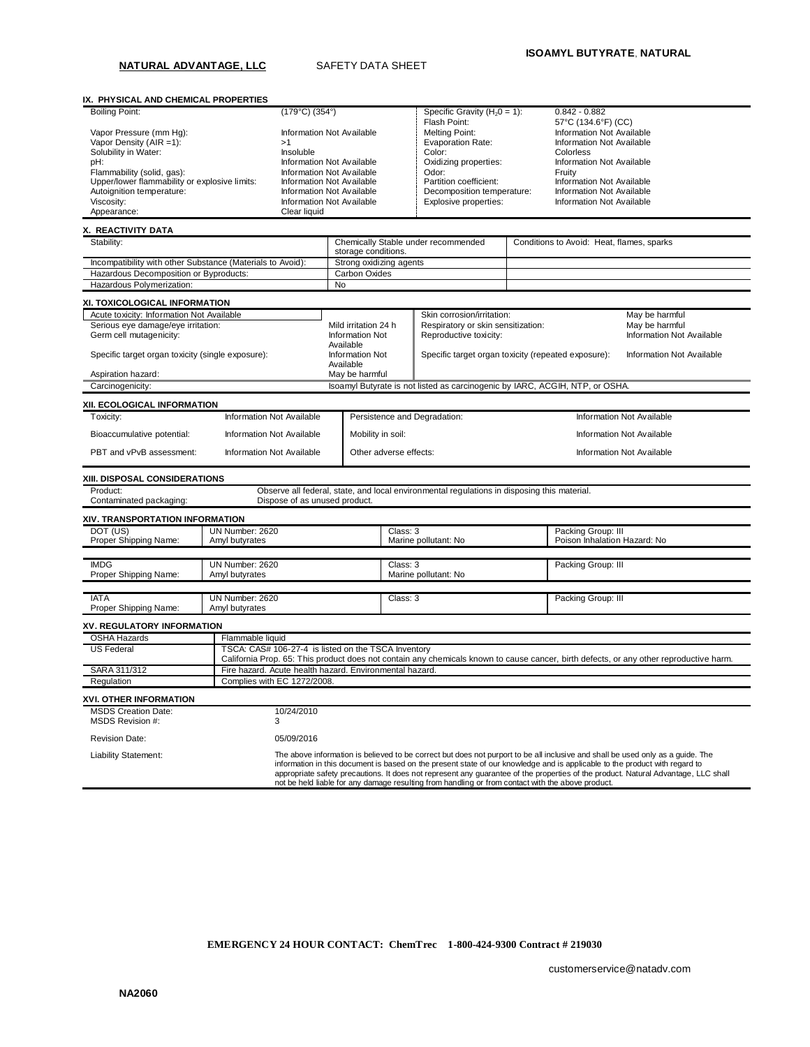**NATURAL ADVANTAGE, LLC** SAFETY DATA SHEET

**ISOAMYL BUTYRATE, NATURAL**

## IX. PHYSICAL AND CHEMICAL PROPERTIES

| | | | |
|---|---|---|---|
| Boiling Point: | (179°C) (354°) | Specific Gravity ($H_2O$ = 1): | 0.842 - 0.882 |
| | | Flash Point: | 57°C (134.6°F) (CC) |
| Vapor Pressure (mm Hg): | Information Not Available | Melting Point: | Information Not Available |
| Vapor Density (AIR =1): | >1 | Evaporation Rate: | Information Not Available |
| Solubility in Water: | Insoluble | Color: | Colorless |
| pH: | Information Not Available | Oxidizing properties: | Information Not Available |
| Flammability (solid, gas): | Information Not Available | Odor: | Fruity |
| Upper/lower flammability or explosive limits: | Information Not Available | Partition coefficient: | Information Not Available |
| Autoignition temperature: | Information Not Available | Decomposition temperature: | Information Not Available |
| Viscosity: | Information Not Available | Explosive properties: | Information Not Available |
| Appearance: | Clear liquid | | |

## X. REACTIVITY DATA

| | | |
|---|---|---|
| Stability: | Chemically Stable under recommended storage conditions. | Conditions to Avoid: Heat, flames, sparks |
| Incompatibility with other Substance (Materials to Avoid): | Strong oxidizing agents | |
| Hazardous Decomposition or Byproducts: | Carbon Oxides | |
| Hazardous Polymerization: | No | |

## XI. TOXICOLOGICAL INFORMATION

| | | | |
|---|---|---|---|
| Acute toxicity: Information Not Available | | Skin corrosion/irritation: | May be harmful |
| Serious eye damage/eye irritation: | Mild irritation 24 h | Respiratory or skin sensitization: | May be harmful |
| Germ cell mutagenicity: | Information Not Available | Reproductive toxicity: | Information Not Available |
| Specific target organ toxicity (single exposure): | Information Not Available | Specific target organ toxicity (repeated exposure): | Information Not Available |
| Aspiration hazard: | May be harmful | | |
| Carcinogenicity: | Isoamyl Butyrate is not listed as carcinogenic by IARC, ACGIH, NTP, or OSHA. | | |

## XII. ECOLOGICAL INFORMATION

| | | | |
|---|---|---|---|
| Toxicity: | Information Not Available | Persistence and Degradation: | Information Not Available |
| Bioaccumulative potential: | Information Not Available | Mobility in soil: | Information Not Available |
| PBT and vPvB assessment: | Information Not Available | Other adverse effects: | Information Not Available |

## XIII. DISPOSAL CONSIDERATIONS

| | |
|---|---|
| Product: | Observe all federal, state, and local environmental regulations in disposing this material. |
| Contaminated packaging: | Dispose of as unused product. |

## XIV. TRANSPORTATION INFORMATION

| | | | |
|---|---|---|---|
| DOT (US) | UN Number: 2620 | Class: 3 | Packing Group: III |
| Proper Shipping Name: | Amyl butyrates | Marine pollutant: No | Poison Inhalation Hazard: No |
| IMDG | UN Number: 2620 | Class: 3 | Packing Group: III |
| Proper Shipping Name: | Amyl butyrates | Marine pollutant: No | |
| IATA | UN Number: 2620 | Class: 3 | Packing Group: III |
| Proper Shipping Name: | Amyl butyrates | | |

## XV. REGULATORY INFORMATION

| | |
|---|---|
| OSHA Hazards | Flammable liquid |
| US Federal | TSCA: CAS# 106-27-4 is listed on the TSCA Inventory<br>California Prop. 65: This product does not contain any chemicals known to cause cancer, birth defects, or any other reproductive harm. |
| SARA 311/312 | Fire hazard. Acute health hazard. Environmental hazard. |
| Regulation | Complies with EC 1272/2008. |

## XVI. OTHER INFORMATION

| | |
|---|---|
| MSDS Creation Date: | 10/24/2010 |
| MSDS Revision #: | 3 |
| Revision Date: | 05/09/2016 |
| Liability Statement: | The above information is believed to be correct but does not purport to be all inclusive and shall be used only as a guide. The information in this document is based on the present state of our knowledge and is applicable to the product with regard to appropriate safety precautions. It does not represent any guarantee of the properties of the product. Natural Advantage, LLC shall not be held liable for any damage resulting from handling or from contact with the above product. |

**EMERGENCY 24 HOUR CONTACT: ChemTrec 1-800-424-9300 Contract # 219030**

customerservice@natadv.com

**NA2060**